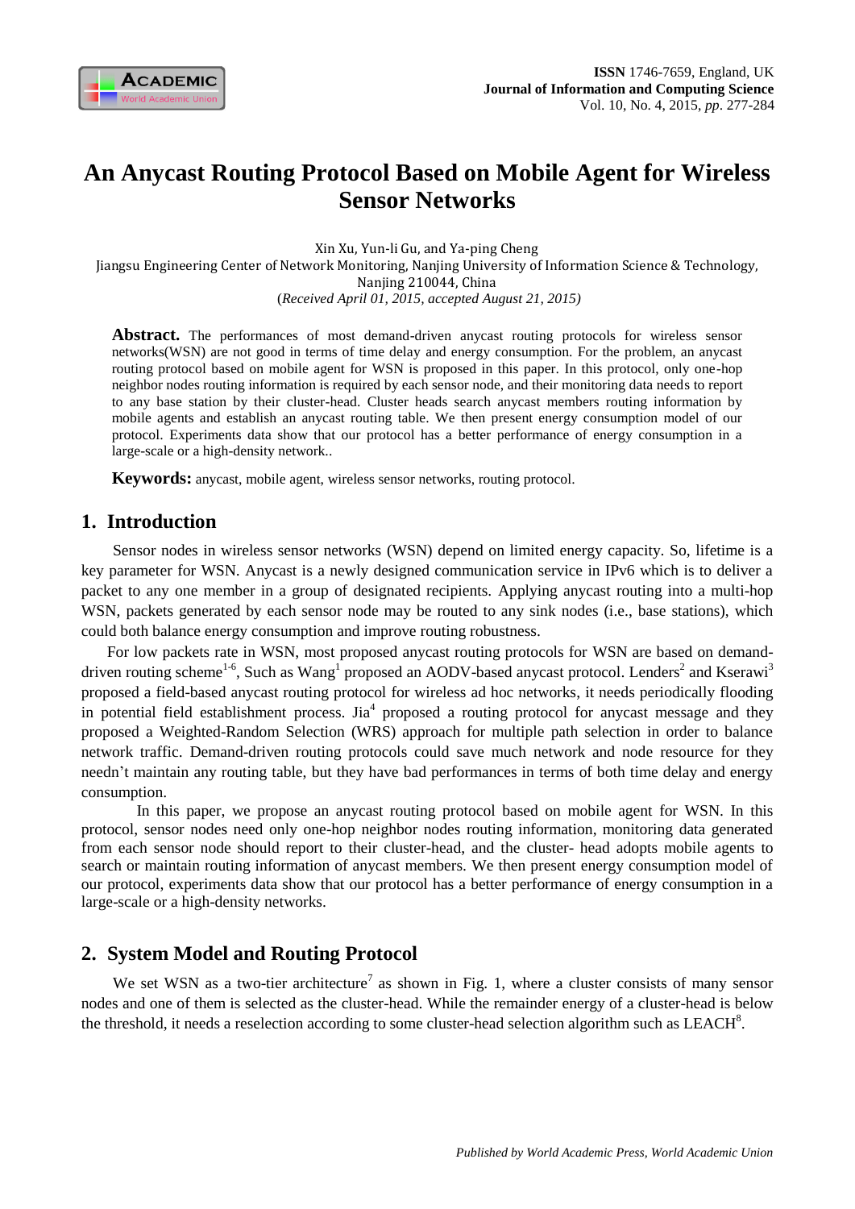# An Anycast Routing Protocol Based on Mobile Agent for Wireless Sensor Networks

Xin Xu, Yun-li Gu, and Ya-ping Cheng

Jiangsu Engineering Center of Network Monitoring, Nanjing University of Information Science & Technology, Nanjing 210044, China

(*Received April 01, 2015, accepted August 21, 2015*)

**Abstract.** The performances of most demand-driven anycast routing protocols for wireless sensor networks(WSN) are not good in terms of time delay and energy consumption. For the problem, an anycast routing protocol based on mobile agent for WSN is proposed in this paper. In this protocol, only one-hop neighbor nodes routing information is required by each sensor node, and their monitoring data needs to report to any base station by their cluster-head. Cluster heads search anycast members routing information by mobile agents and establish an anycast routing table. We then present energy consumption model of our protocol. Experiments data show that our protocol has a better performance of energy consumption in a large-scale or a high-density network..

**Keywords:** anycast, mobile agent, wireless sensor networks, routing protocol.

## 1. Introduction

Sensor nodes in wireless sensor networks (WSN) depend on limited energy capacity. So, lifetime is a key parameter for WSN. Anycast is a newly designed communication service in IPv6 which is to deliver a packet to any one member in a group of designated recipients. Applying anycast routing into a multi-hop WSN, packets generated by each sensor node may be routed to any sink nodes (i.e., base stations), which could both balance energy consumption and improve routing robustness.

For low packets rate in WSN, most proposed anycast routing protocols for WSN are based on demand-driven routing scheme[1-6], Such as Wang[1] proposed an AODV-based anycast protocol. Lenders[2] and Kserawi[3] proposed a field-based anycast routing protocol for wireless ad hoc networks, it needs periodically flooding in potential field establishment process. Jia[4] proposed a routing protocol for anycast message and they proposed a Weighted-Random Selection (WRS) approach for multiple path selection in order to balance network traffic. Demand-driven routing protocols could save much network and node resource for they needn't maintain any routing table, but they have bad performances in terms of both time delay and energy consumption.

In this paper, we propose an anycast routing protocol based on mobile agent for WSN. In this protocol, sensor nodes need only one-hop neighbor nodes routing information, monitoring data generated from each sensor node should report to their cluster-head, and the cluster- head adopts mobile agents to search or maintain routing information of anycast members. We then present energy consumption model of our protocol, experiments data show that our protocol has a better performance of energy consumption in a large-scale or a high-density networks.

## 2. System Model and Routing Protocol

We set WSN as a two-tier architecture[7] as shown in Fig. 1, where a cluster consists of many sensor nodes and one of them is selected as the cluster-head. While the remainder energy of a cluster-head is below the threshold, it needs a reselection according to some cluster-head selection algorithm such as LEACH[8].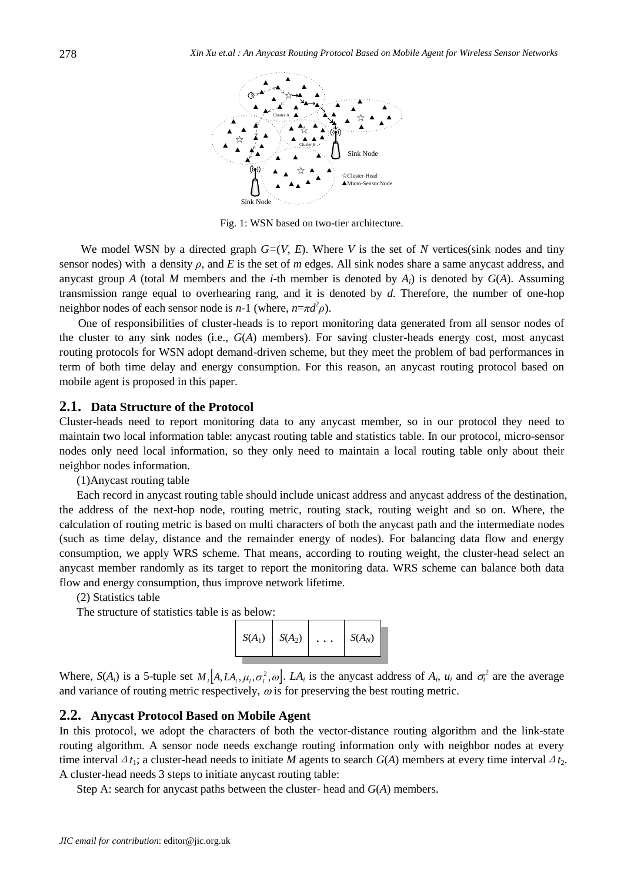Fig. 1: WSN based on two-tier architecture.

We model WSN by a directed graph $G=(V, E)$. Where $V$ is the set of $N$ vertices(sink nodes and tiny sensor nodes) with a density $\rho$, and $E$ is the set of $m$ edges. All sink nodes share a same anycast address, and anycast group $A$ (total $M$ members and the $i$-th member is denoted by $A_i$) is denoted by $G(A)$. Assuming transmission range equal to overhearing rang, and it is denoted by $d$. Therefore, the number of one-hop neighbor nodes of each sensor node is $n$-1 (where, $n=\pi d^2\rho$).

One of responsibilities of cluster-heads is to report monitoring data generated from all sensor nodes of the cluster to any sink nodes (i.e., $G(A)$ members). For saving cluster-heads energy cost, most anycast routing protocols for WSN adopt demand-driven scheme, but they meet the problem of bad performances in term of both time delay and energy consumption. For this reason, an anycast routing protocol based on mobile agent is proposed in this paper.

## 2.1. Data Structure of the Protocol

Cluster-heads need to report monitoring data to any anycast member, so in our protocol they need to maintain two local information table: anycast routing table and statistics table. In our protocol, micro-sensor nodes only need local information, so they only need to maintain a local routing table only about their neighbor nodes information.

(1)Anycast routing table

Each record in anycast routing table should include unicast address and anycast address of the destination, the address of the next-hop node, routing metric, routing stack, routing weight and so on. Where, the calculation of routing metric is based on multi characters of both the anycast path and the intermediate nodes (such as time delay, distance and the remainder energy of nodes). For balancing data flow and energy consumption, we apply WRS scheme. That means, according to routing weight, the cluster-head select an anycast member randomly as its target to report the monitoring data. WRS scheme can balance both data flow and energy consumption, thus improve network lifetime.

(2) Statistics table

The structure of statistics table is as below:

| $S(A_1)$ | $S(A_2)$ | ... | $S(A_N)$ |
|---|---|---|---|

Where, $S(A_i)$ is a 5-tuple set $M_i\lfloor A, LA_i, \mu_i, \sigma_i^2, \omega \rfloor$. $LA_i$ is the anycast address of $A_i$, $u_i$ and $\sigma_i^2$ are the average and variance of routing metric respectively, $\omega$ is for preserving the best routing metric.

## 2.2. Anycast Protocol Based on Mobile Agent

In this protocol, we adopt the characters of both the vector-distance routing algorithm and the link-state routing algorithm. A sensor node needs exchange routing information only with neighbor nodes at every time interval $\Delta t_1$; a cluster-head needs to initiate $M$ agents to search $G(A)$ members at every time interval $\Delta t_2$. A cluster-head needs 3 steps to initiate anycast routing table:

Step A: search for anycast paths between the cluster- head and $G(A)$ members.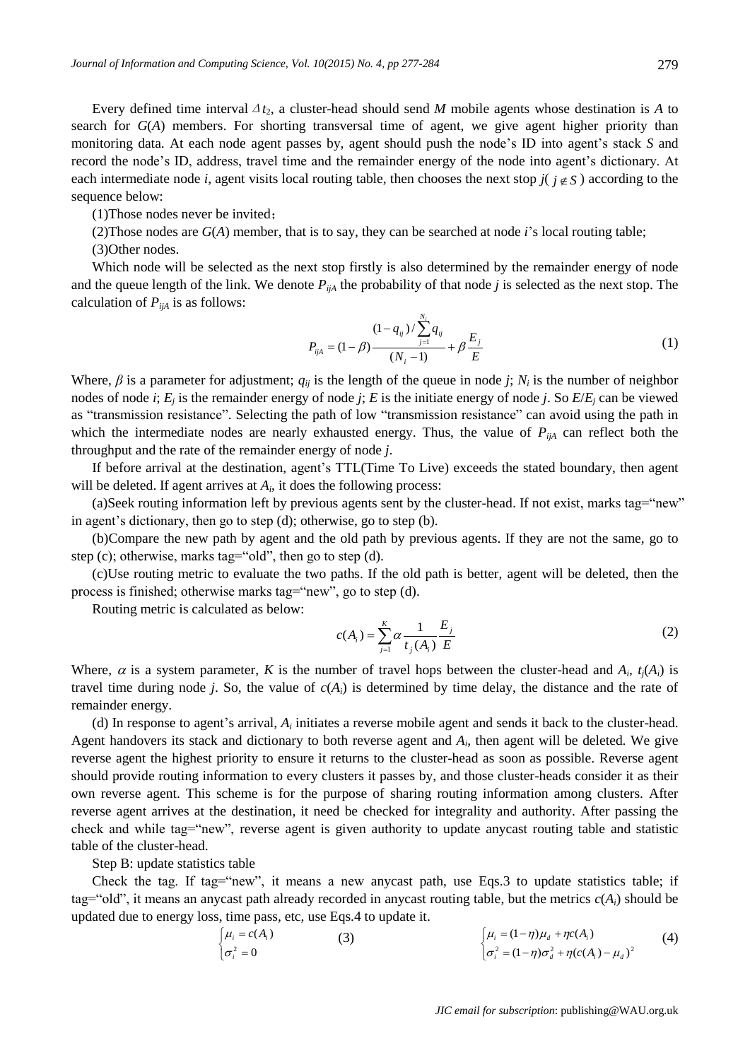Every defined time interval $\Delta t_2$, a cluster-head should send $M$ mobile agents whose destination is $A$ to search for $G(A)$ members. For shorting transversal time of agent, we give agent higher priority than monitoring data. At each node agent passes by, agent should push the node's ID into agent's stack $S$ and record the node's ID, address, travel time and the remainder energy of the node into agent's dictionary. At each intermediate node $i$, agent visits local routing table, then chooses the next stop $j$( $j \notin S$ ) according to the sequence below:

(1)Those nodes never be invited;

(2)Those nodes are $G(A)$ member, that is to say, they can be searched at node $i$'s local routing table;

(3)Other nodes.

Which node will be selected as the next stop firstly is also determined by the remainder energy of node and the queue length of the link. We denote $P_{ijA}$ the probability of that node $j$ is selected as the next stop. The calculation of $P_{ijA}$ is as follows:

$$P_{ijA} = (1-\beta)\frac{(1-q_{ij})/\sum_{j=1}^{N_i} q_{ij}}{(N_i - 1)} + \beta \frac{E_j}{E} \tag{1}$$

Where, $\beta$ is a parameter for adjustment; $q_{ij}$ is the length of the queue in node $j$; $N_i$ is the number of neighbor nodes of node $i$; $E_j$ is the remainder energy of node $j$; $E$ is the initiate energy of node $j$. So $E/E_j$ can be viewed as "transmission resistance". Selecting the path of low "transmission resistance" can avoid using the path in which the intermediate nodes are nearly exhausted energy. Thus, the value of $P_{ijA}$ can reflect both the throughput and the rate of the remainder energy of node $j$.

If before arrival at the destination, agent's TTL(Time To Live) exceeds the stated boundary, then agent will be deleted. If agent arrives at $A_i$, it does the following process:

(a)Seek routing information left by previous agents sent by the cluster-head. If not exist, marks tag="new" in agent's dictionary, then go to step (d); otherwise, go to step (b).

(b)Compare the new path by agent and the old path by previous agents. If they are not the same, go to step (c); otherwise, marks tag="old", then go to step (d).

(c)Use routing metric to evaluate the two paths. If the old path is better, agent will be deleted, then the process is finished; otherwise marks tag="new", go to step (d).

Routing metric is calculated as below:

$$c(A_i) = \sum_{j=1}^{K} \alpha \frac{1}{t_j(A_i)} \frac{E_j}{E} \tag{2}$$

Where, $\alpha$ is a system parameter, $K$ is the number of travel hops between the cluster-head and $A_i$, $t_j(A_i)$ is travel time during node $j$. So, the value of $c(A_i)$ is determined by time delay, the distance and the rate of remainder energy.

(d) In response to agent's arrival, $A_i$ initiates a reverse mobile agent and sends it back to the cluster-head. Agent handovers its stack and dictionary to both reverse agent and $A_i$, then agent will be deleted. We give reverse agent the highest priority to ensure it returns to the cluster-head as soon as possible. Reverse agent should provide routing information to every clusters it passes by, and those cluster-heads consider it as their own reverse agent. This scheme is for the purpose of sharing routing information among clusters. After reverse agent arrives at the destination, it need be checked for integrality and authority. After passing the check and while tag="new", reverse agent is given authority to update anycast routing table and statistic table of the cluster-head.

Step B: update statistics table

Check the tag. If tag="new", it means a new anycast path, use Eqs.3 to update statistics table; if tag="old", it means an anycast path already recorded in anycast routing table, but the metrics $c(A_i)$ should be updated due to energy loss, time pass, etc, use Eqs.4 to update it.

$$\begin{cases} \mu_i = c(A_i) \\ \sigma_i^2 = 0 \end{cases} \tag{3}$$

$$\begin{cases} \mu_i = (1-\eta)\mu_d + \eta c(A_i) \\ \sigma_i^2 = (1-\eta)\sigma_d^2 + \eta (c(A_i) - \mu_d)^2 \end{cases} \tag{4}$$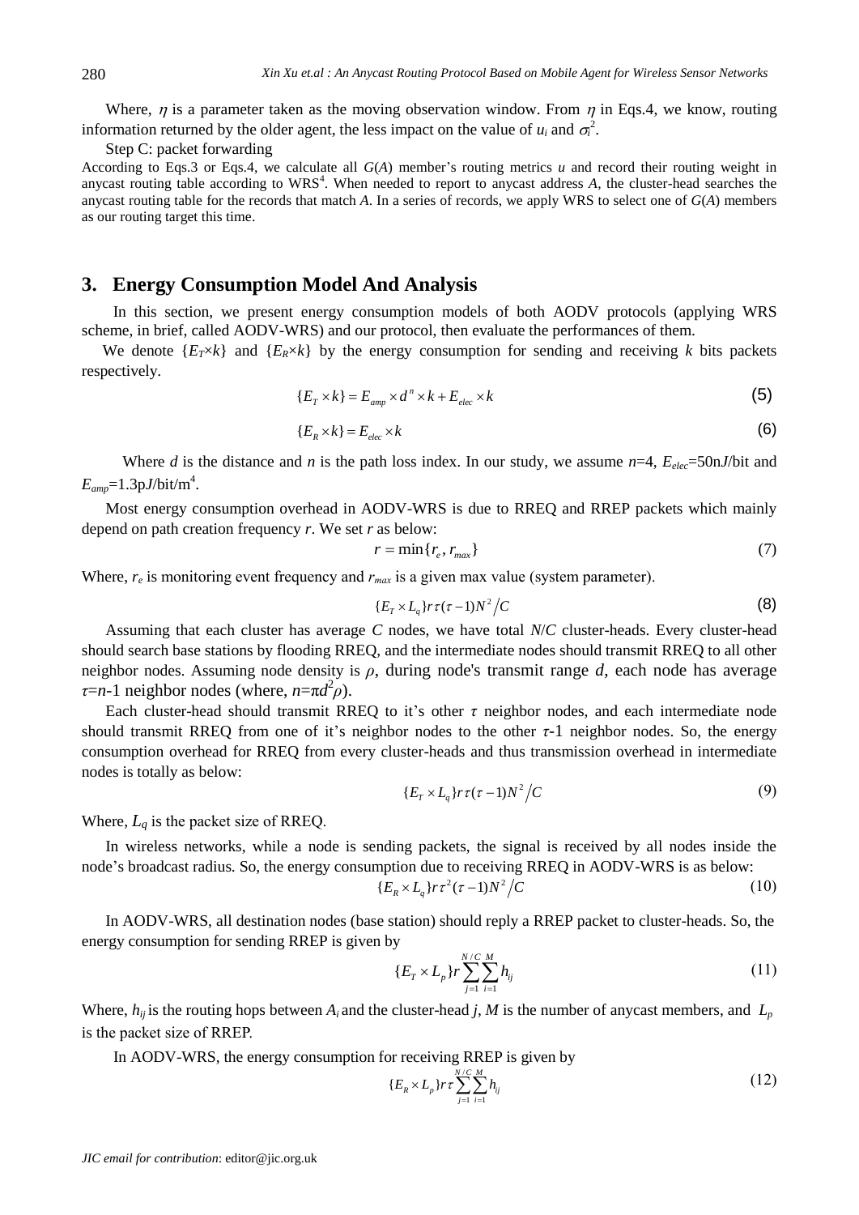Where, $\eta$ is a parameter taken as the moving observation window. From $\eta$ in Eqs.4, we know, routing information returned by the older agent, the less impact on the value of $u_i$ and $\sigma_i^2$.

Step C: packet forwarding

According to Eqs.3 or Eqs.4, we calculate all $G(A)$ member's routing metrics $u$ and record their routing weight in anycast routing table according to WRS[4]. When needed to report to anycast address $A$, the cluster-head searches the anycast routing table for the records that match $A$. In a series of records, we apply WRS to select one of $G(A)$ members as our routing target this time.

## 3. Energy Consumption Model And Analysis

In this section, we present energy consumption models of both AODV protocols (applying WRS scheme, in brief, called AODV-WRS) and our protocol, then evaluate the performances of them.

We denote $\{E_T \times k\}$ and $\{E_R \times k\}$ by the energy consumption for sending and receiving $k$ bits packets respectively.

$$\{E_T \times k\} = E_{amp} \times d^n \times k + E_{elec} \times k \tag{5}$$

$$\{E_R \times k\} = E_{elec} \times k \tag{6}$$

Where $d$ is the distance and $n$ is the path loss index. In our study, we assume $n$=4, $E_{elec}$=50nJ/bit and $E_{amp}$=1.3pJ/bit/m$^4$.

Most energy consumption overhead in AODV-WRS is due to RREQ and RREP packets which mainly depend on path creation frequency $r$. We set $r$ as below:

$$r = \min\{r_e, r_{max}\} \tag{7}$$

Where, $r_e$ is monitoring event frequency and $r_{max}$ is a given max value (system parameter).

$$\{E_T \times L_q\} r\tau(\tau - 1)N^2 / C \tag{8}$$

Assuming that each cluster has average $C$ nodes, we have total $N/C$ cluster-heads. Every cluster-head should search base stations by flooding RREQ, and the intermediate nodes should transmit RREQ to all other neighbor nodes. Assuming node density is $\rho$, during node's transmit range $d$, each node has average $\tau$=$n$-1 neighbor nodes (where, $n$=$\pi d^2\rho$).

Each cluster-head should transmit RREQ to it's other $\tau$ neighbor nodes, and each intermediate node should transmit RREQ from one of it's neighbor nodes to the other $\tau$-1 neighbor nodes. So, the energy consumption overhead for RREQ from every cluster-heads and thus transmission overhead in intermediate nodes is totally as below:

$$\{E_T \times L_q\} r\tau(\tau - 1)N^2 / C \tag{9}$$

Where, $L_q$ is the packet size of RREQ.

In wireless networks, while a node is sending packets, the signal is received by all nodes inside the node's broadcast radius. So, the energy consumption due to receiving RREQ in AODV-WRS is as below:

$$\{E_R \times L_q\} r\tau^2(\tau - 1)N^2 / C \tag{10}$$

In AODV-WRS, all destination nodes (base station) should reply a RREP packet to cluster-heads. So, the energy consumption for sending RREP is given by

$$\{E_T \times L_p\} r \sum_{j=1}^{N/C} \sum_{i=1}^{M} h_{ij} \tag{11}$$

Where, $h_{ij}$ is the routing hops between $A_i$ and the cluster-head $j$, $M$ is the number of anycast members, and $L_p$ is the packet size of RREP.

In AODV-WRS, the energy consumption for receiving RREP is given by

$$\{E_R \times L_p\} r\tau \sum_{j=1}^{N/C} \sum_{i=1}^{M} h_{ij} \tag{12}$$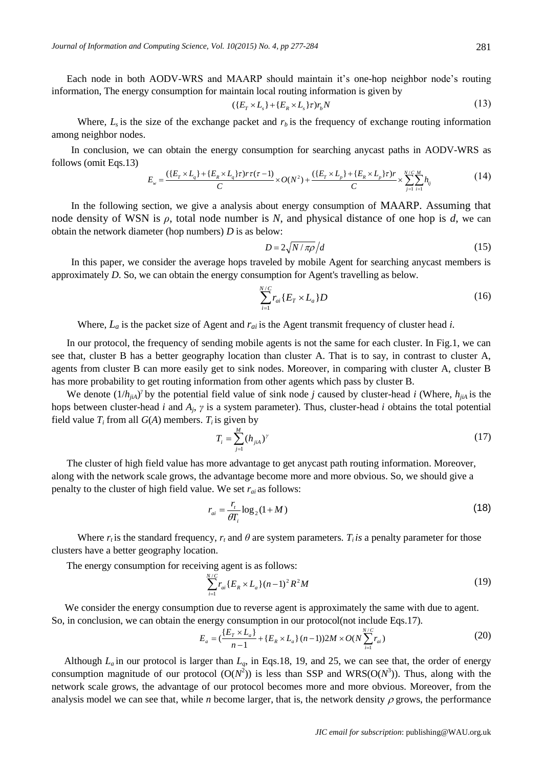Each node in both AODV-WRS and MAARP should maintain it's one-hop neighbor node's routing information, The energy consumption for maintain local routing information is given by

$$(\{E_T \times L_s\} + \{E_R \times L_s\}\tau)r_b N \tag{13}$$

Where, $L_s$ is the size of the exchange packet and $r_b$ is the frequency of exchange routing information among neighbor nodes.

In conclusion, we can obtain the energy consumption for searching anycast paths in AODV-WRS as follows (omit Eqs.13)

$$E_w = \frac{(\{E_T \times L_q\} + \{E_R \times L_q\}\tau)r\tau(\tau-1)}{C} \times O(N^2) + \frac{(\{E_T \times L_p\} + \{E_R \times L_p\}\tau)r}{C} \times \sum_{j=1}^{N/C}\sum_{i=1}^{M} h_{ij} \tag{14}$$

In the following section, we give a analysis about energy consumption of MAARP. Assuming that node density of WSN is $\rho$, total node number is $N$, and physical distance of one hop is $d$, we can obtain the network diameter (hop numbers) $D$ is as below:

$$D = 2\sqrt{N/\pi\rho}\Big/d \tag{15}$$

In this paper, we consider the average hops traveled by mobile Agent for searching anycast members is approximately $D$. So, we can obtain the energy consumption for Agent's travelling as below.

$$\sum_{i=1}^{N/C} r_{ai}\{E_T \times L_a\}D \tag{16}$$

Where, $L_a$ is the packet size of Agent and $r_{ai}$ is the Agent transmit frequency of cluster head $i$.

In our protocol, the frequency of sending mobile agents is not the same for each cluster. In Fig.1, we can see that, cluster B has a better geography location than cluster A. That is to say, in contrast to cluster A, agents from cluster B can more easily get to sink nodes. Moreover, in comparing with cluster A, cluster B has more probability to get routing information from other agents which pass by cluster B.

We denote $(1/h_{jiA})^\gamma$ by the potential field value of sink node $j$ caused by cluster-head $i$ (Where, $h_{jiA}$ is the hops between cluster-head $i$ and $A_j$, $\gamma$ is a system parameter). Thus, cluster-head $i$ obtains the total potential field value $T_i$ from all $G(A)$ members. $T_i$ is given by

$$T_i = \sum_{j=1}^{M} (h_{jiA})^\gamma \tag{17}$$

The cluster of high field value has more advantage to get anycast path routing information. Moreover, along with the network scale grows, the advantage become more and more obvious. So, we should give a penalty to the cluster of high field value. We set $r_{ai}$ as follows:

$$r_{ai} = \frac{r_t}{\theta T_i}\log_2(1+M) \tag{18}$$

Where $r_t$ is the standard frequency, $r_t$ and $\theta$ are system parameters. $T_i$ *is* a penalty parameter for those clusters have a better geography location.

The energy consumption for receiving agent is as follows:

$$\sum_{i=1}^{N/C} r_{ai}\{E_R \times L_a\}(n-1)^2 R^2 M \tag{19}$$

We consider the energy consumption due to reverse agent is approximately the same with due to agent. So, in conclusion, we can obtain the energy consumption in our protocol(not include Eqs.17).

$$E_a = \left(\frac{\{E_T \times L_a\}}{n-1} + \{E_R \times L_a\}(n-1)\right)2M \times O\left(N\sum_{i=1}^{N/C} r_{ai}\right) \tag{20}$$

Although $L_a$ in our protocol is larger than $L_q$, in Eqs.18, 19, and 25, we can see that, the order of energy consumption magnitude of our protocol ($O(N^2)$) is less than SSP and WRS($O(N^3)$). Thus, along with the network scale grows, the advantage of our protocol becomes more and more obvious. Moreover, from the analysis model we can see that, while $n$ become larger, that is, the network density $\rho$ grows, the performance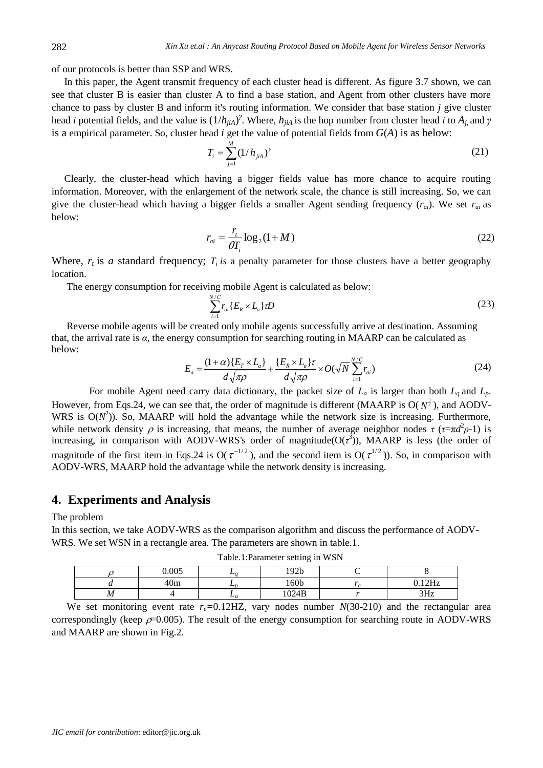of our protocols is better than SSP and WRS.

In this paper, the Agent transmit frequency of each cluster head is different. As figure 3.7 shown, we can see that cluster B is easier than cluster A to find a base station, and Agent from other clusters have more chance to pass by cluster B and inform it's routing information. We consider that base station $j$ give cluster head $i$ potential fields, and the value is $(1/h_{jiA})^{\gamma}$. Where, $h_{jiA}$ is the hop number from cluster head $i$ to $A_j$, and $\gamma$ is a empirical parameter. So, cluster head $i$ get the value of potential fields from $G(A)$ is as below:

$$T_i = \sum_{j=1}^{M} (1/h_{jiA})^{\gamma} \tag{21}$$

Clearly, the cluster-head which having a bigger fields value has more chance to acquire routing information. Moreover, with the enlargement of the network scale, the chance is still increasing. So, we can give the cluster-head which having a bigger fields a smaller Agent sending frequency ($r_{ai}$). We set $r_{ai}$ as below:

$$r_{ai} = \frac{r_t}{\theta T_i} \log_2(1+M) \tag{22}$$

Where, $r_t$ is *a* standard frequency; $T_i$ *is* a penalty parameter for those clusters have a better geography location.

The energy consumption for receiving mobile Agent is calculated as below:

$$\sum_{i=1}^{N/C} r_{ai}\{E_R \times L_a\}\tau D \tag{23}$$

Reverse mobile agents will be created only mobile agents successfully arrive at destination. Assuming that, the arrival rate is $\alpha$, the energy consumption for searching routing in MAARP can be calculated as below:

$$E_a = \frac{(1+\alpha)\{E_T \times L_a\}}{d\sqrt{\pi\rho}} + \frac{\{E_R \times L_a\}\tau}{d\sqrt{\pi\rho}} \times O(\sqrt{N}\sum_{i=1}^{N/C} r_{ai}) \tag{24}$$

For mobile Agent need carry data dictionary, the packet size of $L_a$ is larger than both $L_q$ and $L_p$. However, from Eqs.24, we can see that, the order of magnitude is different (MAARP is O($N^{\frac{3}{2}}$), and AODV-WRS is O($N^2$)). So, MAARP will hold the advantage while the network size is increasing. Furthermore, while network density $\rho$ is increasing, that means, the number of average neighbor nodes $\tau$ ($\tau=\pi d^2\rho-1$) is increasing, in comparison with AODV-WRS's order of magnitude(O($\tau^3$)), MAARP is less (the order of magnitude of the first item in Eqs.24 is O($\tau^{-1/2}$), and the second item is O($\tau^{1/2}$)). So, in comparison with AODV-WRS, MAARP hold the advantage while the network density is increasing.

## 4. Experiments and Analysis

The problem

In this section, we take AODV-WRS as the comparison algorithm and discuss the performance of AODV-WRS. We set WSN in a rectangle area. The parameters are shown in table.1.

Table.1:Parameter setting in WSN

| $\rho$ | 0.005 | $L_q$ | 192b | C | 8 |
|---|---|---|---|---|---|
| $d$ | 40m | $L_p$ | 160b | $r_e$ | 0.12Hz |
| $M$ | 4 | $L_a$ | 1024B | $r$ | 3Hz |

We set monitoring event rate $r_e$=0.12HZ, vary nodes number $N$(30-210) and the rectangular area correspondingly (keep $\rho$=0.005). The result of the energy consumption for searching route in AODV-WRS and MAARP are shown in Fig.2.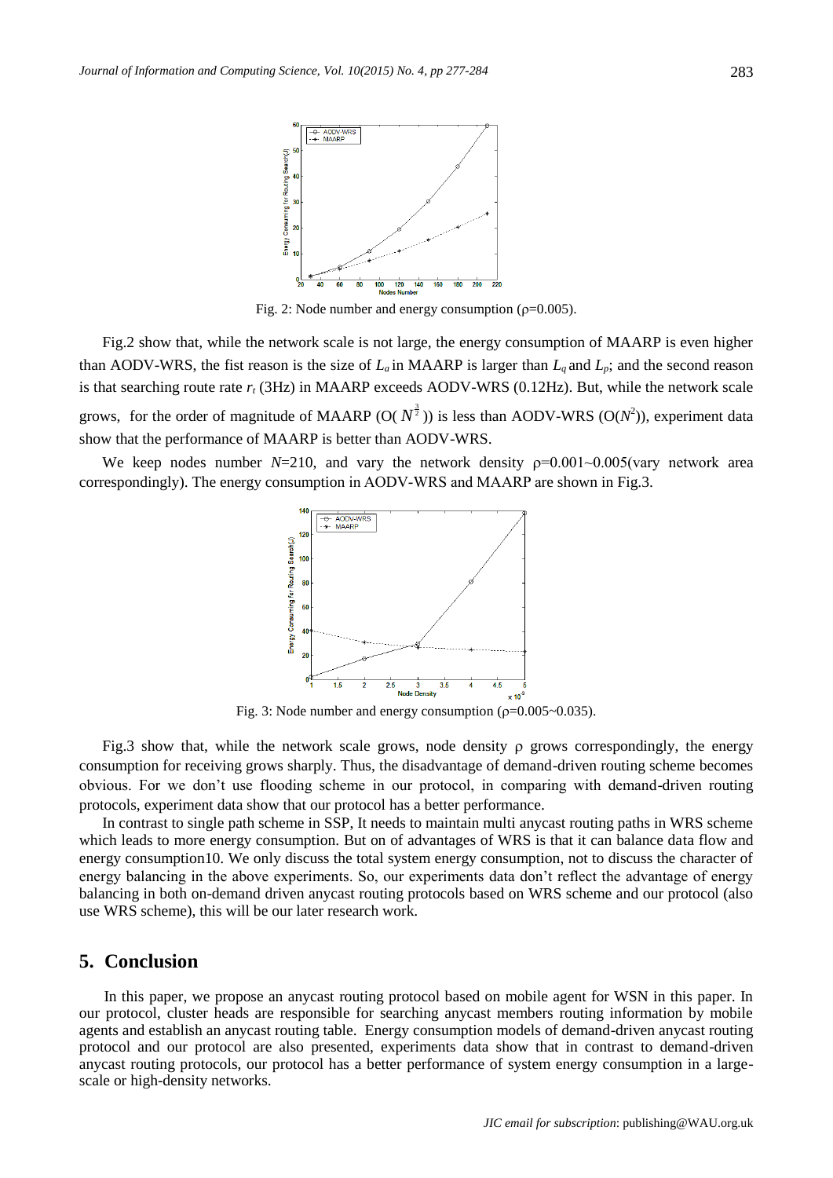Fig. 2: Node number and energy consumption (ρ=0.005).

Fig.2 show that, while the network scale is not large, the energy consumption of MAARP is even higher than AODV-WRS, the fist reason is the size of $L_a$ in MAARP is larger than $L_q$ and $L_p$; and the second reason is that searching route rate $r_t$ (3Hz) in MAARP exceeds AODV-WRS (0.12Hz). But, while the network scale grows, for the order of magnitude of MAARP (O( $N^{\frac{3}{2}}$ )) is less than AODV-WRS (O($N^2$)), experiment data show that the performance of MAARP is better than AODV-WRS.

We keep nodes number $N$=210, and vary the network density ρ=0.001~0.005(vary network area correspondingly). The energy consumption in AODV-WRS and MAARP are shown in Fig.3.

Fig. 3: Node number and energy consumption (ρ=0.005~0.035).

Fig.3 show that, while the network scale grows, node density ρ grows correspondingly, the energy consumption for receiving grows sharply. Thus, the disadvantage of demand-driven routing scheme becomes obvious. For we don't use flooding scheme in our protocol, in comparing with demand-driven routing protocols, experiment data show that our protocol has a better performance.

In contrast to single path scheme in SSP, It needs to maintain multi anycast routing paths in WRS scheme which leads to more energy consumption. But on of advantages of WRS is that it can balance data flow and energy consumption10. We only discuss the total system energy consumption, not to discuss the character of energy balancing in the above experiments. So, our experiments data don't reflect the advantage of energy balancing in both on-demand driven anycast routing protocols based on WRS scheme and our protocol (also use WRS scheme), this will be our later research work.

## 5. Conclusion

In this paper, we propose an anycast routing protocol based on mobile agent for WSN in this paper. In our protocol, cluster heads are responsible for searching anycast members routing information by mobile agents and establish an anycast routing table. Energy consumption models of demand-driven anycast routing protocol and our protocol are also presented, experiments data show that in contrast to demand-driven anycast routing protocols, our protocol has a better performance of system energy consumption in a large-scale or high-density networks.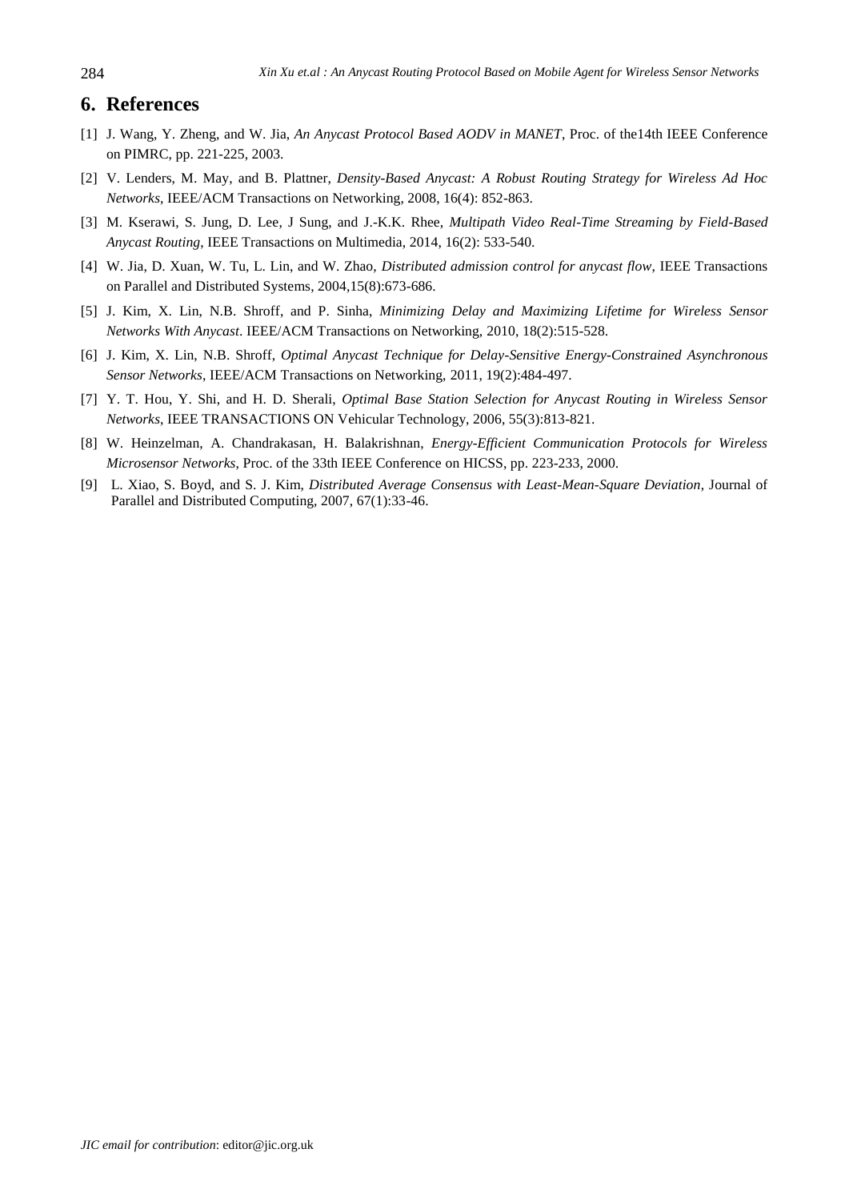## 6. References

[1] J. Wang, Y. Zheng, and W. Jia, *An Anycast Protocol Based AODV in MANET*, Proc. of the14th IEEE Conference on PIMRC, pp. 221-225, 2003.

[2] V. Lenders, M. May, and B. Plattner, *Density-Based Anycast: A Robust Routing Strategy for Wireless Ad Hoc Networks*, IEEE/ACM Transactions on Networking, 2008, 16(4): 852-863.

[3] M. Kserawi, S. Jung, D. Lee, J Sung, and J.-K.K. Rhee, *Multipath Video Real-Time Streaming by Field-Based Anycast Routing*, IEEE Transactions on Multimedia, 2014, 16(2): 533-540.

[4] W. Jia, D. Xuan, W. Tu, L. Lin, and W. Zhao, *Distributed admission control for anycast flow*, IEEE Transactions on Parallel and Distributed Systems, 2004,15(8):673-686.

[5] J. Kim, X. Lin, N.B. Shroff, and P. Sinha, *Minimizing Delay and Maximizing Lifetime for Wireless Sensor Networks With Anycast*. IEEE/ACM Transactions on Networking, 2010, 18(2):515-528.

[6] J. Kim, X. Lin, N.B. Shroff, *Optimal Anycast Technique for Delay-Sensitive Energy-Constrained Asynchronous Sensor Networks*, IEEE/ACM Transactions on Networking, 2011, 19(2):484-497.

[7] Y. T. Hou, Y. Shi, and H. D. Sherali, *Optimal Base Station Selection for Anycast Routing in Wireless Sensor Networks*, IEEE TRANSACTIONS ON Vehicular Technology, 2006, 55(3):813-821.

[8] W. Heinzelman, A. Chandrakasan, H. Balakrishnan, *Energy-Efficient Communication Protocols for Wireless Microsensor Networks*, Proc. of the 33th IEEE Conference on HICSS, pp. 223-233, 2000.

[9] L. Xiao, S. Boyd, and S. J. Kim, *Distributed Average Consensus with Least-Mean-Square Deviation*, Journal of Parallel and Distributed Computing, 2007, 67(1):33-46.